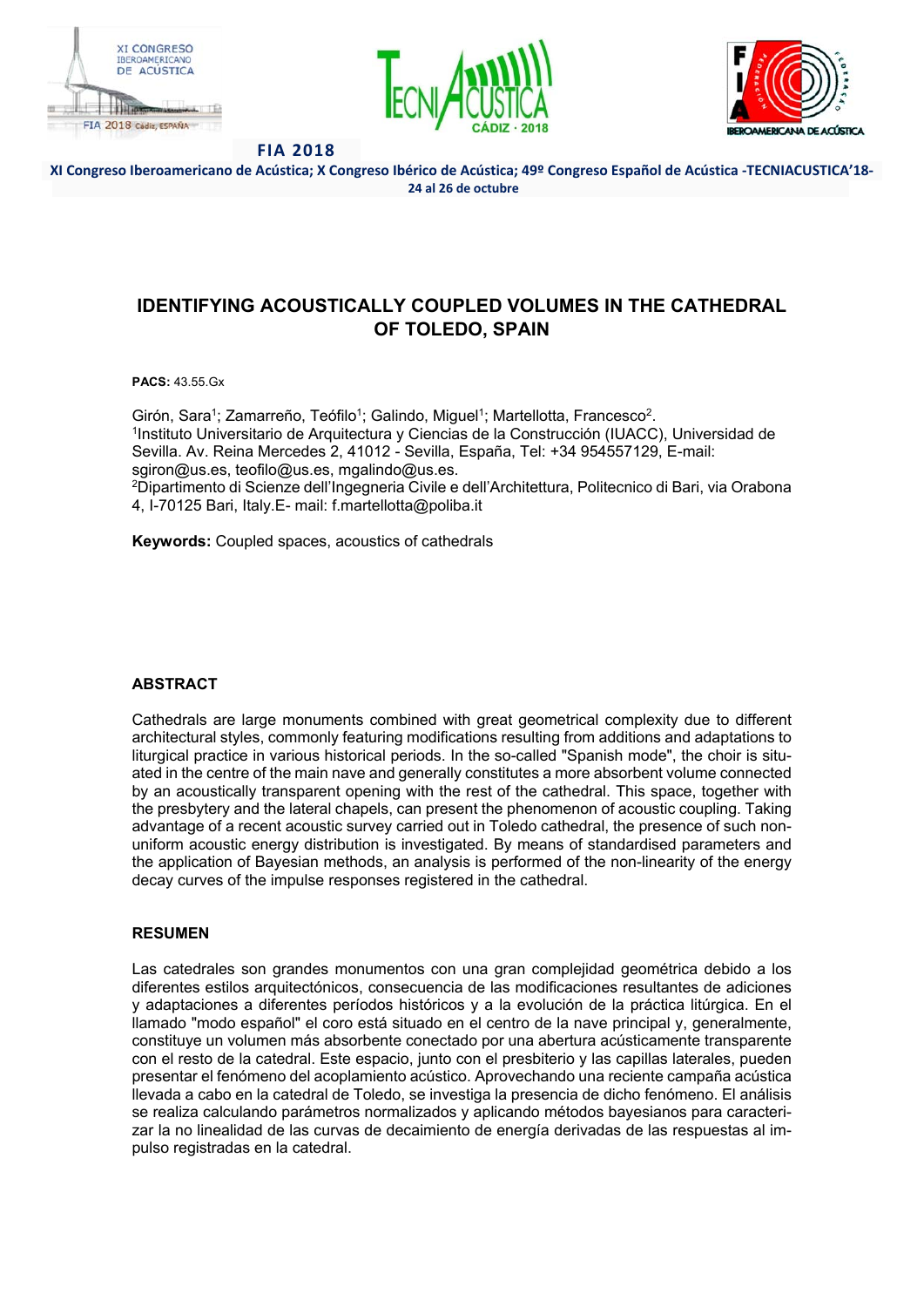# IDENTIFYING ACOUSTICALLY COUPLED VOLUMES IN THE CATHEDRAL OF TOLEDO, SPAIN

**PACS:** 43.55.Gx

Girón, Sara[1]; Zamarreño, Teófilo[1]; Galindo, Miguel[1]; Martellotta, Francesco[2].
[1]Instituto Universitario de Arquitectura y Ciencias de la Construcción (IUACC), Universidad de Sevilla. Av. Reina Mercedes 2, 41012 - Sevilla, España, Tel: +34 954557129, E-mail: sgiron@us.es, teofilo@us.es, mgalindo@us.es.
[2]Dipartimento di Scienze dell'Ingegneria Civile e dell'Architettura, Politecnico di Bari, via Orabona 4, I-70125 Bari, Italy.E- mail: f.martellotta@poliba.it

**Keywords:** Coupled spaces, acoustics of cathedrals

## ABSTRACT

Cathedrals are large monuments combined with great geometrical complexity due to different architectural styles, commonly featuring modifications resulting from additions and adaptations to liturgical practice in various historical periods. In the so-called "Spanish mode", the choir is situated in the centre of the main nave and generally constitutes a more absorbent volume connected by an acoustically transparent opening with the rest of the cathedral. This space, together with the presbytery and the lateral chapels, can present the phenomenon of acoustic coupling. Taking advantage of a recent acoustic survey carried out in Toledo cathedral, the presence of such non-uniform acoustic energy distribution is investigated. By means of standardised parameters and the application of Bayesian methods, an analysis is performed of the non-linearity of the energy decay curves of the impulse responses registered in the cathedral.

## RESUMEN

Las catedrales son grandes monumentos con una gran complejidad geométrica debido a los diferentes estilos arquitectónicos, consecuencia de las modificaciones resultantes de adiciones y adaptaciones a diferentes períodos históricos y a la evolución de la práctica litúrgica. En el llamado "modo español" el coro está situado en el centro de la nave principal y, generalmente, constituye un volumen más absorbente conectado por una abertura acústicamente transparente con el resto de la catedral. Este espacio, junto con el presbiterio y las capillas laterales, pueden presentar el fenómeno del acoplamiento acústico. Aprovechando una reciente campaña acústica llevada a cabo en la catedral de Toledo, se investiga la presencia de dicho fenómeno. El análisis se realiza calculando parámetros normalizados y aplicando métodos bayesianos para caracterizar la no linealidad de las curvas de decaimiento de energía derivadas de las respuestas al impulso registradas en la catedral.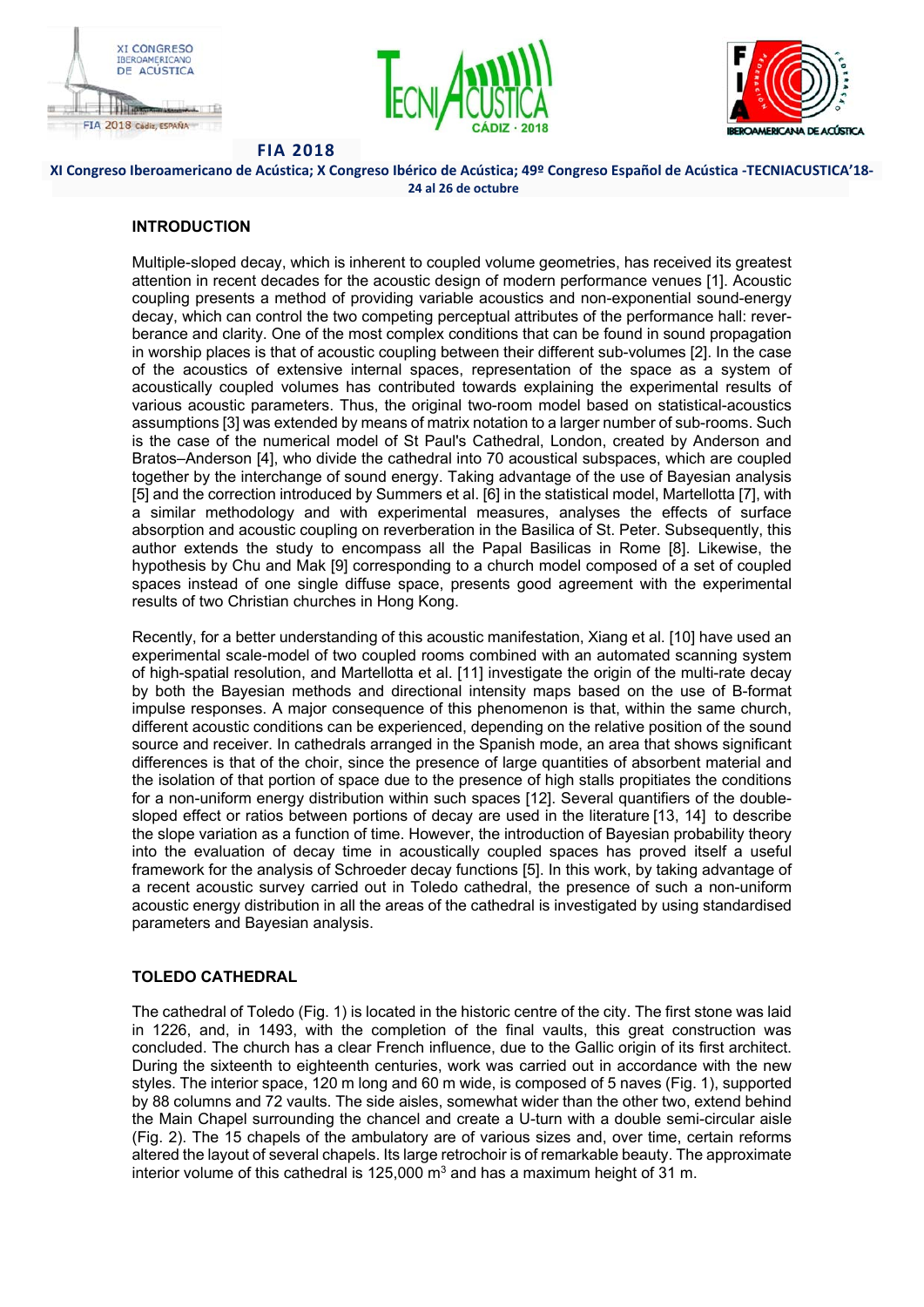## INTRODUCTION

Multiple-sloped decay, which is inherent to coupled volume geometries, has received its greatest attention in recent decades for the acoustic design of modern performance venues [1]. Acoustic coupling presents a method of providing variable acoustics and non-exponential sound-energy decay, which can control the two competing perceptual attributes of the performance hall: reverberance and clarity. One of the most complex conditions that can be found in sound propagation in worship places is that of acoustic coupling between their different sub-volumes [2]. In the case of the acoustics of extensive internal spaces, representation of the space as a system of acoustically coupled volumes has contributed towards explaining the experimental results of various acoustic parameters. Thus, the original two-room model based on statistical-acoustics assumptions [3] was extended by means of matrix notation to a larger number of sub-rooms. Such is the case of the numerical model of St Paul's Cathedral, London, created by Anderson and Bratos–Anderson [4], who divide the cathedral into 70 acoustical subspaces, which are coupled together by the interchange of sound energy. Taking advantage of the use of Bayesian analysis [5] and the correction introduced by Summers et al. [6] in the statistical model, Martellotta [7], with a similar methodology and with experimental measures, analyses the effects of surface absorption and acoustic coupling on reverberation in the Basilica of St. Peter. Subsequently, this author extends the study to encompass all the Papal Basilicas in Rome [8]. Likewise, the hypothesis by Chu and Mak [9] corresponding to a church model composed of a set of coupled spaces instead of one single diffuse space, presents good agreement with the experimental results of two Christian churches in Hong Kong.

Recently, for a better understanding of this acoustic manifestation, Xiang et al. [10] have used an experimental scale-model of two coupled rooms combined with an automated scanning system of high-spatial resolution, and Martellotta et al. [11] investigate the origin of the multi-rate decay by both the Bayesian methods and directional intensity maps based on the use of B-format impulse responses. A major consequence of this phenomenon is that, within the same church, different acoustic conditions can be experienced, depending on the relative position of the sound source and receiver. In cathedrals arranged in the Spanish mode, an area that shows significant differences is that of the choir, since the presence of large quantities of absorbent material and the isolation of that portion of space due to the presence of high stalls propitiates the conditions for a non-uniform energy distribution within such spaces [12]. Several quantifiers of the double-sloped effect or ratios between portions of decay are used in the literature [13, 14] to describe the slope variation as a function of time. However, the introduction of Bayesian probability theory into the evaluation of decay time in acoustically coupled spaces has proved itself a useful framework for the analysis of Schroeder decay functions [5]. In this work, by taking advantage of a recent acoustic survey carried out in Toledo cathedral, the presence of such a non-uniform acoustic energy distribution in all the areas of the cathedral is investigated by using standardised parameters and Bayesian analysis.

## TOLEDO CATHEDRAL

The cathedral of Toledo (Fig. 1) is located in the historic centre of the city. The first stone was laid in 1226, and, in 1493, with the completion of the final vaults, this great construction was concluded. The church has a clear French influence, due to the Gallic origin of its first architect. During the sixteenth to eighteenth centuries, work was carried out in accordance with the new styles. The interior space, 120 m long and 60 m wide, is composed of 5 naves (Fig. 1), supported by 88 columns and 72 vaults. The side aisles, somewhat wider than the other two, extend behind the Main Chapel surrounding the chancel and create a U-turn with a double semi-circular aisle (Fig. 2). The 15 chapels of the ambulatory are of various sizes and, over time, certain reforms altered the layout of several chapels. Its large retrochoir is of remarkable beauty. The approximate interior volume of this cathedral is 125,000 m$^3$ and has a maximum height of 31 m.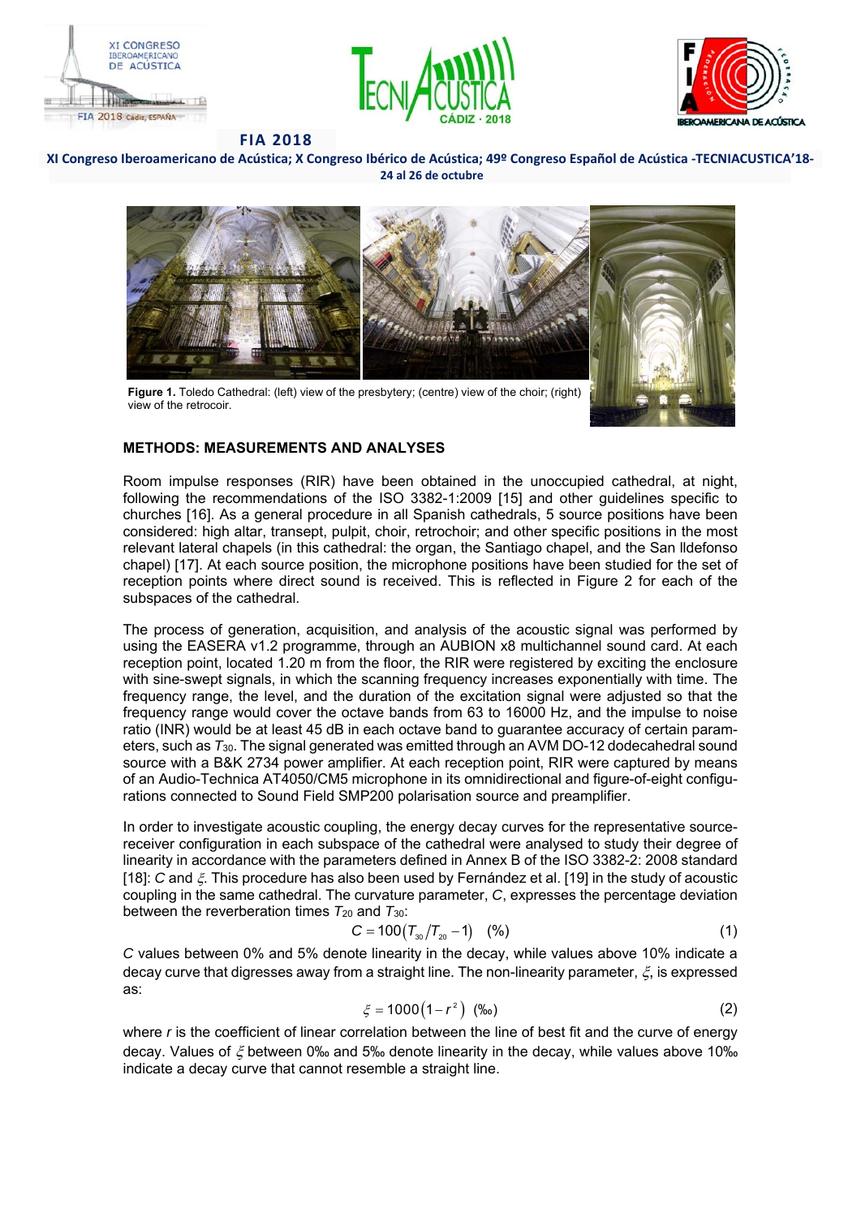**Figure 1.** Toledo Cathedral: (left) view of the presbytery; (centre) view of the choir; (right) view of the retrocoir.

## METHODS: MEASUREMENTS AND ANALYSES

Room impulse responses (RIR) have been obtained in the unoccupied cathedral, at night, following the recommendations of the ISO 3382-1:2009 [15] and other guidelines specific to churches [16]. As a general procedure in all Spanish cathedrals, 5 source positions have been considered: high altar, transept, pulpit, choir, retrochoir; and other specific positions in the most relevant lateral chapels (in this cathedral: the organ, the Santiago chapel, and the San Ildefonso chapel) [17]. At each source position, the microphone positions have been studied for the set of reception points where direct sound is received. This is reflected in Figure 2 for each of the subspaces of the cathedral.

The process of generation, acquisition, and analysis of the acoustic signal was performed by using the EASERA v1.2 programme, through an AUBION x8 multichannel sound card. At each reception point, located 1.20 m from the floor, the RIR were registered by exciting the enclosure with sine-swept signals, in which the scanning frequency increases exponentially with time. The frequency range, the level, and the duration of the excitation signal were adjusted so that the frequency range would cover the octave bands from 63 to 16000 Hz, and the impulse to noise ratio (INR) would be at least 45 dB in each octave band to guarantee accuracy of certain parameters, such as $T_{30}$. The signal generated was emitted through an AVM DO-12 dodecahedral sound source with a B&K 2734 power amplifier. At each reception point, RIR were captured by means of an Audio-Technica AT4050/CM5 microphone in its omnidirectional and figure-of-eight configurations connected to Sound Field SMP200 polarisation source and preamplifier.

In order to investigate acoustic coupling, the energy decay curves for the representative source-receiver configuration in each subspace of the cathedral were analysed to study their degree of linearity in accordance with the parameters defined in Annex B of the ISO 3382-2: 2008 standard [18]: $C$ and $\xi$. This procedure has also been used by Fernández et al. [19] in the study of acoustic coupling in the same cathedral. The curvature parameter, $C$, expresses the percentage deviation between the reverberation times $T_{20}$ and $T_{30}$:

$$C = 100\left(T_{30}/T_{20} - 1\right) \quad (\%) \tag{1}$$

$C$ values between 0% and 5% denote linearity in the decay, while values above 10% indicate a decay curve that digresses away from a straight line. The non-linearity parameter, $\xi$, is expressed as:

$$\xi = 1000\left(1 - r^2\right) \quad (‰) \tag{2}$$

where $r$ is the coefficient of linear correlation between the line of best fit and the curve of energy decay. Values of $\xi$ between 0‰ and 5‰ denote linearity in the decay, while values above 10‰ indicate a decay curve that cannot resemble a straight line.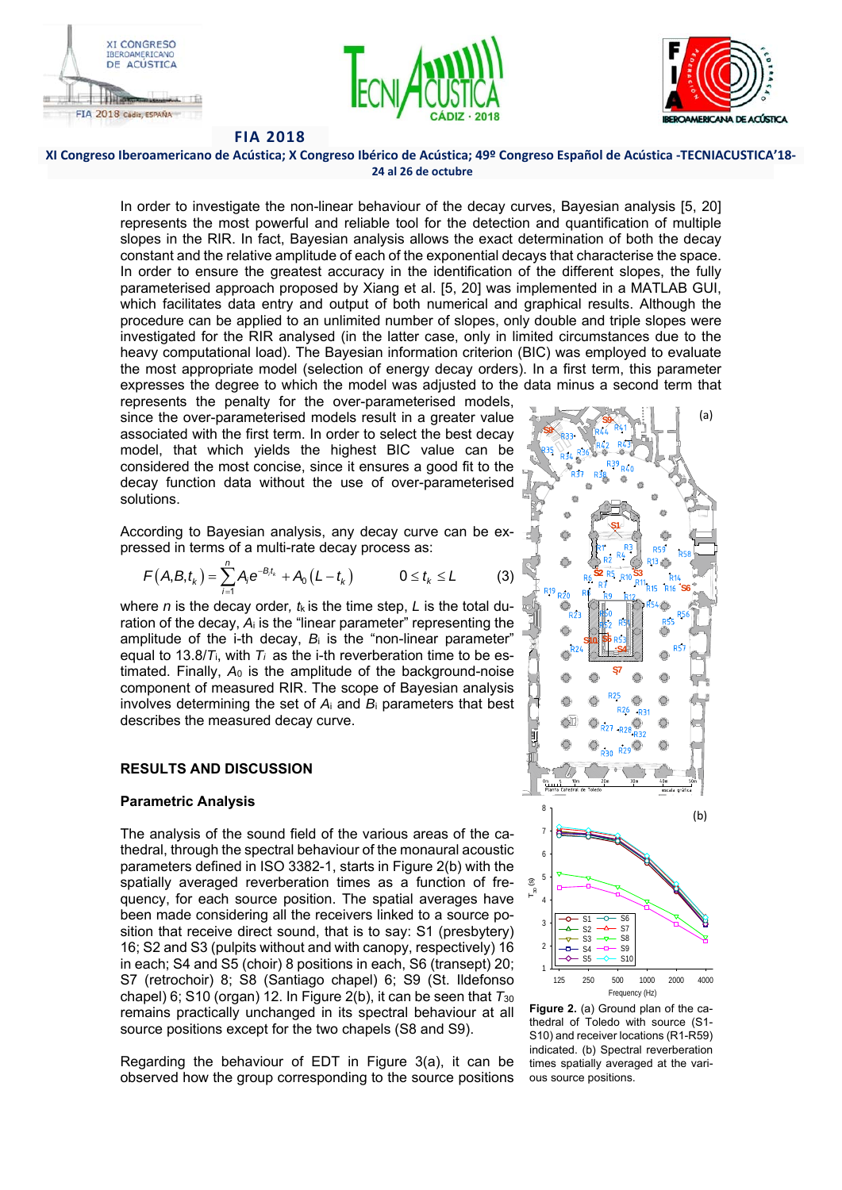In order to investigate the non-linear behaviour of the decay curves, Bayesian analysis [5, 20] represents the most powerful and reliable tool for the detection and quantification of multiple slopes in the RIR. In fact, Bayesian analysis allows the exact determination of both the decay constant and the relative amplitude of each of the exponential decays that characterise the space. In order to ensure the greatest accuracy in the identification of the different slopes, the fully parameterised approach proposed by Xiang et al. [5, 20] was implemented in a MATLAB GUI, which facilitates data entry and output of both numerical and graphical results. Although the procedure can be applied to an unlimited number of slopes, only double and triple slopes were investigated for the RIR analysed (in the latter case, only in limited circumstances due to the heavy computational load). The Bayesian information criterion (BIC) was employed to evaluate the most appropriate model (selection of energy decay orders). In a first term, this parameter expresses the degree to which the model was adjusted to the data minus a second term that represents the penalty for the over-parameterised models, since the over-parameterised models result in a greater value associated with the first term. In order to select the best decay model, that which yields the highest BIC value can be considered the most concise, since it ensures a good fit to the decay function data without the use of over-parameterised solutions.

According to Bayesian analysis, any decay curve can be expressed in terms of a multi-rate decay process as:

$$F(A,B,t_k) = \sum_{i=1}^{n} A_i e^{-B_i t_k} + A_0 (L - t_k) \qquad 0 \le t_k \le L \tag{3}$$

where $n$ is the decay order, $t_k$ is the time step, $L$ is the total duration of the decay, $A_i$ is the "linear parameter" representing the amplitude of the i-th decay, $B_i$ is the "non-linear parameter" equal to $13.8/T_i$, with $T_i$ as the i-th reverberation time to be estimated. Finally, $A_0$ is the amplitude of the background-noise component of measured RIR. The scope of Bayesian analysis involves determining the set of $A_i$ and $B_i$ parameters that best describes the measured decay curve.

## RESULTS AND DISCUSSION

### Parametric Analysis

The analysis of the sound field of the various areas of the cathedral, through the spectral behaviour of the monaural acoustic parameters defined in ISO 3382-1, starts in Figure 2(b) with the spatially averaged reverberation times as a function of frequency, for each source position. The spatial averages have been made considering all the receivers linked to a source position that receive direct sound, that is to say: S1 (presbytery) 16; S2 and S3 (pulpits without and with canopy, respectively) 16 in each; S4 and S5 (choir) 8 positions in each, S6 (transept) 20; S7 (retrochoir) 8; S8 (Santiago chapel) 6; S9 (St. Ildefonso chapel) 6; S10 (organ) 12. In Figure 2(b), it can be seen that $T_{30}$ remains practically unchanged in its spectral behaviour at all source positions except for the two chapels (S8 and S9).

Regarding the behaviour of EDT in Figure 3(a), it can be observed how the group corresponding to the source positions

**Figure 2.** (a) Ground plan of the cathedral of Toledo with source (S1-S10) and receiver locations (R1-R59) indicated. (b) Spectral reverberation times spatially averaged at the various source positions.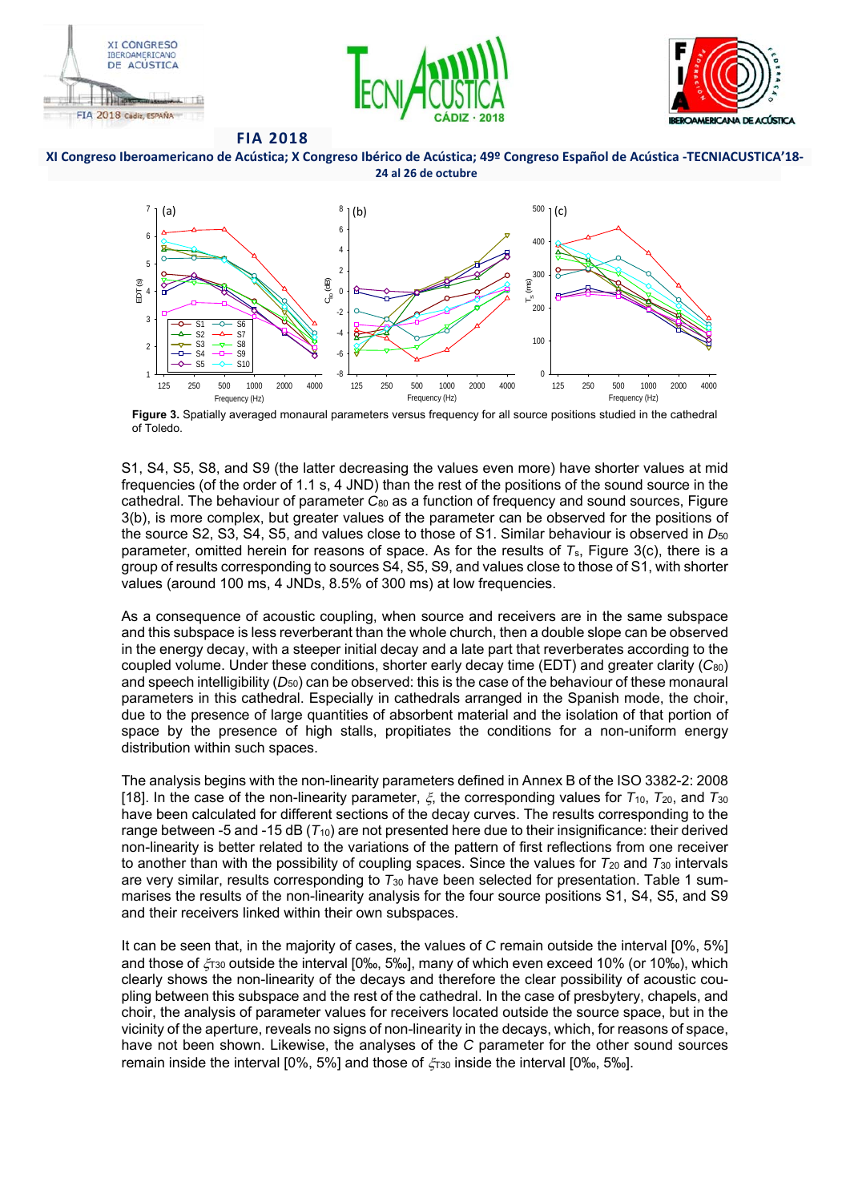**Figure 3.** Spatially averaged monaural parameters versus frequency for all source positions studied in the cathedral of Toledo.

S1, S4, S5, S8, and S9 (the latter decreasing the values even more) have shorter values at mid frequencies (of the order of 1.1 s, 4 JND) than the rest of the positions of the sound source in the cathedral. The behaviour of parameter $C_{80}$ as a function of frequency and sound sources, Figure 3(b), is more complex, but greater values of the parameter can be observed for the positions of the source S2, S3, S4, S5, and values close to those of S1. Similar behaviour is observed in $D_{50}$ parameter, omitted herein for reasons of space. As for the results of $T_s$, Figure 3(c), there is a group of results corresponding to sources S4, S5, S9, and values close to those of S1, with shorter values (around 100 ms, 4 JNDs, 8.5% of 300 ms) at low frequencies.

As a consequence of acoustic coupling, when source and receivers are in the same subspace and this subspace is less reverberant than the whole church, then a double slope can be observed in the energy decay, with a steeper initial decay and a late part that reverberates according to the coupled volume. Under these conditions, shorter early decay time (EDT) and greater clarity ($C_{80}$) and speech intelligibility ($D_{50}$) can be observed: this is the case of the behaviour of these monaural parameters in this cathedral. Especially in cathedrals arranged in the Spanish mode, the choir, due to the presence of large quantities of absorbent material and the isolation of that portion of space by the presence of high stalls, propitiates the conditions for a non-uniform energy distribution within such spaces.

The analysis begins with the non-linearity parameters defined in Annex B of the ISO 3382-2: 2008 [18]. In the case of the non-linearity parameter, $\xi$, the corresponding values for $T_{10}$, $T_{20}$, and $T_{30}$ have been calculated for different sections of the decay curves. The results corresponding to the range between -5 and -15 dB ($T_{10}$) are not presented here due to their insignificance: their derived non-linearity is better related to the variations of the pattern of first reflections from one receiver to another than with the possibility of coupling spaces. Since the values for $T_{20}$ and $T_{30}$ intervals are very similar, results corresponding to $T_{30}$ have been selected for presentation. Table 1 summarises the results of the non-linearity analysis for the four source positions S1, S4, S5, and S9 and their receivers linked within their own subspaces.

It can be seen that, in the majority of cases, the values of $C$ remain outside the interval [0%, 5%] and those of $\xi_{T30}$ outside the interval [0‰, 5‰], many of which even exceed 10% (or 10‰), which clearly shows the non-linearity of the decays and therefore the clear possibility of acoustic coupling between this subspace and the rest of the cathedral. In the case of presbytery, chapels, and choir, the analysis of parameter values for receivers located outside the source space, but in the vicinity of the aperture, reveals no signs of non-linearity in the decays, which, for reasons of space, have not been shown. Likewise, the analyses of the $C$ parameter for the other sound sources remain inside the interval [0%, 5%] and those of $\xi_{T30}$ inside the interval [0‰, 5‰].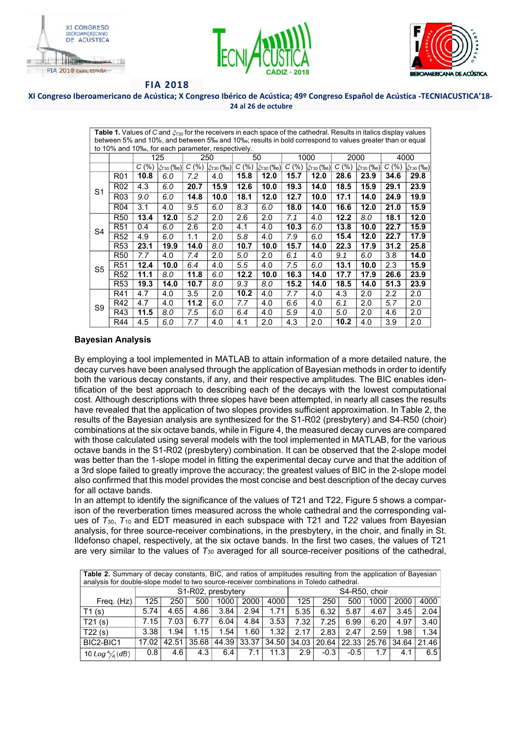**Table 1.** Values of $C$ and $\xi_{T30}$ for the receivers in each space of the cathedral. Results in italics display values between 5% and 10%, and between 5‰ and 10‰; results in bold correspond to values greater than or equal to 10% and 10‰, for each parameter, respectively.

| | | 125 | | 250 | | 50 | | 1000 | | 2000 | | 4000 | |
|---|---|---|---|---|---|---|---|---|---|---|---|---|---|
| | | $C$ (%) | $\xi_{T30}$ (‰) | $C$ (%) | $\xi_{T30}$ (‰) | $C$ (%) | $\xi_{T30}$ (‰) | $C$ (%) | $\xi_{T30}$ (‰) | $C$ (%) | $\xi_{T30}$ (‰) | $C$ (%) | $\xi_{T30}$ (‰) |
| S1 | R01 | **10.8** | *6.0* | *7.2* | 4.0 | **15.8** | **12.0** | **15.7** | **12.0** | **28.6** | **23.9** | **34.6** | **29.8** |
| | R02 | 4.3 | *6.0* | **20.7** | **15.9** | **12.6** | **10.0** | **19.3** | **14.0** | **18.5** | **15.9** | **29.1** | **23.9** |
| | R03 | *9.0* | *6.0* | **14.8** | **10.0** | **18.1** | **12.0** | **12.7** | **10.0** | **17.1** | **14.0** | **24.9** | **19.9** |
| | R04 | 3.1 | 4.0 | *9.5* | *6.0* | *8.3* | *6.0* | **18.0** | **14.0** | **16.6** | **12.0** | **21.0** | **15.9** |
| S4 | R50 | **13.4** | **12.0** | *5.2* | 2.0 | 2.6 | 2.0 | *7.1* | 4.0 | **12.2** | *8.0* | **18.1** | **12.0** |
| | R51 | 0.4 | *6.0* | 2.6 | 2.0 | 4.1 | 4.0 | **10.3** | *6.0* | **13.8** | **10.0** | **22.7** | **15.9** |
| | R52 | 4.9 | *6.0* | 1.1 | 2.0 | *5.8* | 4.0 | *7.9* | *6.0* | **15.4** | **12.0** | **22.7** | **17.9** |
| | R53 | **23.1** | **19.9** | **14.0** | *8.0* | **10.7** | **10.0** | **15.7** | **14.0** | **22.3** | **17.9** | **31.2** | **25.8** |
| S5 | R50 | *7.7* | 4.0 | *7.4* | 2.0 | *5.0* | 2.0 | *6.1* | 4.0 | *9.1* | *6.0* | 3.8 | **14.0** |
| | R51 | **12.4** | **10.0** | *6.4* | 4.0 | *5.5* | 4.0 | *7.5* | *6.0* | **13.1** | **10.0** | 2.3 | **15.9** |
| | R52 | **11.1** | *8.0* | **11.8** | *6.0* | **12.2** | **10.0** | **16.3** | **14.0** | **17.7** | **17.9** | **26.6** | **23.9** |
| | R53 | **19.3** | **14.0** | **10.7** | *8.0* | *9.3* | *8.0* | **15.2** | **14.0** | **18.5** | **14.0** | **51.3** | **23.9** |
| S9 | R41 | 4.7 | 4.0 | 3.5 | 2.0 | **10.2** | 4.0 | *7.7* | 4.0 | 4.3 | 2.0 | 2.2 | 2.0 |
| | R42 | 4.7 | 4.0 | **11.2** | *6.0* | *7.7* | 4.0 | *6.6* | 4.0 | *6.1* | 2.0 | *5.7* | 2.0 |
| | R43 | **11.5** | *8.0* | *7.5* | *6.0* | *6.4* | 4.0 | *5.9* | 4.0 | *5.0* | 2.0 | 4.6 | 2.0 |
| | R44 | 4.5 | *6.0* | *7.7* | 4.0 | 4.1 | 2.0 | 4.3 | 2.0 | **10.2** | 4.0 | 3.9 | 2.0 |

## Bayesian Analysis

By employing a tool implemented in MATLAB to attain information of a more detailed nature, the decay curves have been analysed through the application of Bayesian methods in order to identify both the various decay constants, if any, and their respective amplitudes. The BIC enables identification of the best approach to describing each of the decays with the lowest computational cost. Although descriptions with three slopes have been attempted, in nearly all cases the results have revealed that the application of two slopes provides sufficient approximation. In Table 2, the results of the Bayesian analysis are synthesized for the S1-R02 (presbytery) and S4-R50 (choir) combinations at the six octave bands, while in Figure 4, the measured decay curves are compared with those calculated using several models with the tool implemented in MATLAB, for the various octave bands in the S1-R02 (presbytery) combination. It can be observed that the 2-slope model was better than the 1-slope model in fitting the experimental decay curve and that the addition of a 3rd slope failed to greatly improve the accuracy; the greatest values of BIC in the 2-slope model also confirmed that this model provides the most concise and best description of the decay curves for all octave bands.

In an attempt to identify the significance of the values of T21 and T22, Figure 5 shows a comparison of the reverberation times measured across the whole cathedral and the corresponding values of $T_{30}$, $T_{10}$ and EDT measured in each subspace with T21 and T*22* values from Bayesian analysis, for three source-receiver combinations, in the presbytery, in the choir, and finally in St. Ildefonso chapel, respectively, at the six octave bands. In the first two cases, the values of T21 are very similar to the values of $T_{30}$ averaged for all source-receiver positions of the cathedral,

**Table 2.** Summary of decay constants, BIC, and ratios of amplitudes resulting from the application of Bayesian analysis for double-slope model to two source-receiver combinations in Toledo cathedral.

| | S1-R02, presbytery | | | | | | S4-R50, choir | | | | | |
|---|---|---|---|---|---|---|---|---|---|---|---|---|
| Freq. (Hz) | 125 | 250 | 500 | 1000 | 2000 | 4000 | 125 | 250 | 500 | 1000 | 2000 | 4000 |
| T1 (s) | 5.74 | 4.65 | 4.86 | 3.84 | 2.94 | 1.71 | 5.35 | 6.32 | 5.87 | 4.67 | 3.45 | 2.04 |
| T21 (s) | 7.15 | 7.03 | 6.77 | 6.04 | 4.84 | 3.53 | 7.32 | 7.25 | 6.99 | 6.20 | 4.97 | 3.40 |
| T22 (s) | 3.38 | 1.94 | 1.15 | 1.54 | 1.60 | 1.32 | 2.17 | 2.83 | 2.47 | 2.59 | 1.98 | 1.34 |
| BIC2-BIC1 | 17.02 | 42.51 | 35.68 | 44.39 | 33.37 | 34.50 | 34.03 | 20.64 | 22.33 | 25.76 | 34.64 | 21.46 |
| $10\,Log\,{}^{A_2}\!/_{A_1}\,(dB)$ | 0.8 | 4.6 | 4.3 | 6.4 | 7.1 | 11.3 | 2.9 | -0.3 | -0.5 | 1.7 | 4.1 | 6.5 |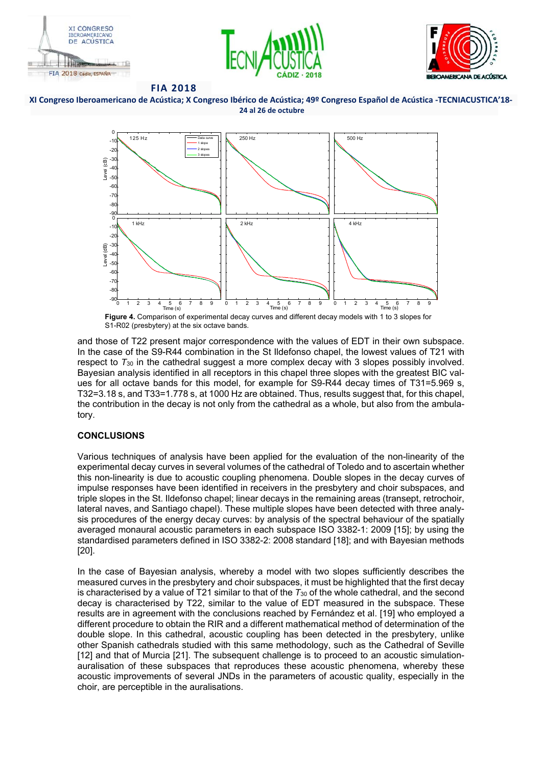**Figure 4.** Comparison of experimental decay curves and different decay models with 1 to 3 slopes for S1-R02 (presbytery) at the six octave bands.

and those of T22 present major correspondence with the values of EDT in their own subspace. In the case of the S9-R44 combination in the St Ildefonso chapel, the lowest values of T21 with respect to $T_{30}$ in the cathedral suggest a more complex decay with 3 slopes possibly involved. Bayesian analysis identified in all receptors in this chapel three slopes with the greatest BIC values for all octave bands for this model, for example for S9-R44 decay times of T31=5.969 s, T32=3.18 s, and T33=1.778 s, at 1000 Hz are obtained. Thus, results suggest that, for this chapel, the contribution in the decay is not only from the cathedral as a whole, but also from the ambulatory.

## CONCLUSIONS

Various techniques of analysis have been applied for the evaluation of the non-linearity of the experimental decay curves in several volumes of the cathedral of Toledo and to ascertain whether this non-linearity is due to acoustic coupling phenomena. Double slopes in the decay curves of impulse responses have been identified in receivers in the presbytery and choir subspaces, and triple slopes in the St. Ildefonso chapel; linear decays in the remaining areas (transept, retrochoir, lateral naves, and Santiago chapel). These multiple slopes have been detected with three analysis procedures of the energy decay curves: by analysis of the spectral behaviour of the spatially averaged monaural acoustic parameters in each subspace ISO 3382-1: 2009 [15]; by using the standardised parameters defined in ISO 3382-2: 2008 standard [18]; and with Bayesian methods [20].

In the case of Bayesian analysis, whereby a model with two slopes sufficiently describes the measured curves in the presbytery and choir subspaces, it must be highlighted that the first decay is characterised by a value of T21 similar to that of the $T_{30}$ of the whole cathedral, and the second decay is characterised by T22, similar to the value of EDT measured in the subspace. These results are in agreement with the conclusions reached by Fernández et al. [19] who employed a different procedure to obtain the RIR and a different mathematical method of determination of the double slope. In this cathedral, acoustic coupling has been detected in the presbytery, unlike other Spanish cathedrals studied with this same methodology, such as the Cathedral of Seville [12] and that of Murcia [21]. The subsequent challenge is to proceed to an acoustic simulation-auralisation of these subspaces that reproduces these acoustic phenomena, whereby these acoustic improvements of several JNDs in the parameters of acoustic quality, especially in the choir, are perceptible in the auralisations.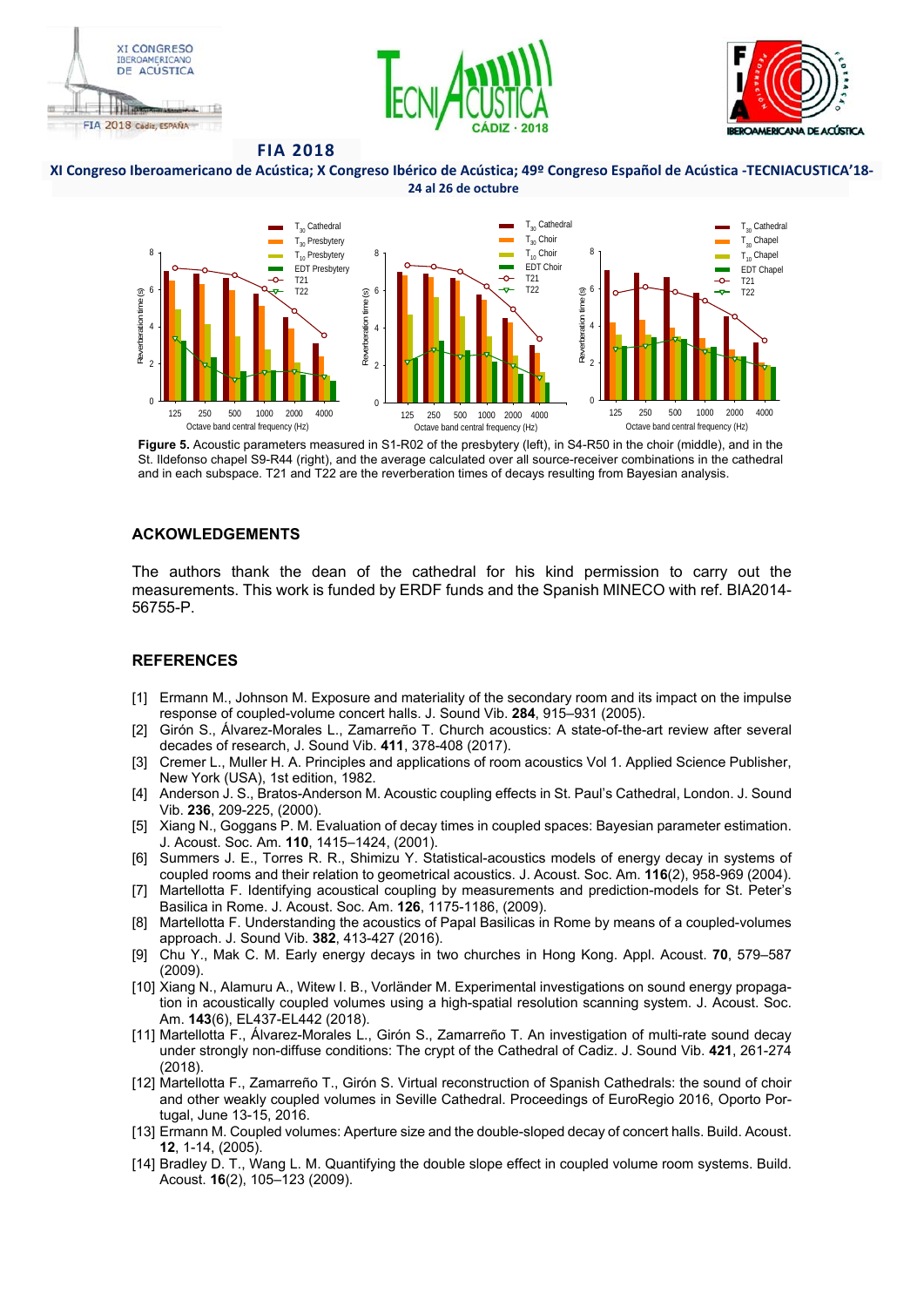**Figure 5.** Acoustic parameters measured in S1-R02 of the presbytery (left), in S4-R50 in the choir (middle), and in the St. Ildefonso chapel S9-R44 (right), and the average calculated over all source-receiver combinations in the cathedral and in each subspace. T21 and T22 are the reverberation times of decays resulting from Bayesian analysis.

## ACKOWLEDGEMENTS

The authors thank the dean of the cathedral for his kind permission to carry out the measurements. This work is funded by ERDF funds and the Spanish MINECO with ref. BIA2014-56755-P.

## REFERENCES

[1] Ermann M., Johnson M. Exposure and materiality of the secondary room and its impact on the impulse response of coupled-volume concert halls. J. Sound Vib. **284**, 915–931 (2005).

[2] Girón S., Álvarez-Morales L., Zamarreño T. Church acoustics: A state-of-the-art review after several decades of research, J. Sound Vib. **411**, 378-408 (2017).

[3] Cremer L., Muller H. A. Principles and applications of room acoustics Vol 1. Applied Science Publisher, New York (USA), 1st edition, 1982.

[4] Anderson J. S., Bratos-Anderson M. Acoustic coupling effects in St. Paul's Cathedral, London. J. Sound Vib. **236**, 209-225, (2000).

[5] Xiang N., Goggans P. M. Evaluation of decay times in coupled spaces: Bayesian parameter estimation. J. Acoust. Soc. Am. **110**, 1415–1424, (2001).

[6] Summers J. E., Torres R. R., Shimizu Y. Statistical-acoustics models of energy decay in systems of coupled rooms and their relation to geometrical acoustics. J. Acoust. Soc. Am. **116**(2), 958-969 (2004).

[7] Martellotta F. Identifying acoustical coupling by measurements and prediction-models for St. Peter's Basilica in Rome. J. Acoust. Soc. Am. **126**, 1175-1186, (2009).

[8] Martellotta F. Understanding the acoustics of Papal Basilicas in Rome by means of a coupled-volumes approach. J. Sound Vib. **382**, 413-427 (2016).

[9] Chu Y., Mak C. M. Early energy decays in two churches in Hong Kong. Appl. Acoust. **70**, 579–587 (2009).

[10] Xiang N., Alamuru A., Witew I. B., Vorländer M. Experimental investigations on sound energy propagation in acoustically coupled volumes using a high-spatial resolution scanning system. J. Acoust. Soc. Am. **143**(6), EL437-EL442 (2018).

[11] Martellotta F., Álvarez-Morales L., Girón S., Zamarreño T. An investigation of multi-rate sound decay under strongly non-diffuse conditions: The crypt of the Cathedral of Cadiz. J. Sound Vib. **421**, 261-274 (2018).

[12] Martellotta F., Zamarreño T., Girón S. Virtual reconstruction of Spanish Cathedrals: the sound of choir and other weakly coupled volumes in Seville Cathedral. Proceedings of EuroRegio 2016, Oporto Portugal, June 13-15, 2016.

[13] Ermann M. Coupled volumes: Aperture size and the double-sloped decay of concert halls. Build. Acoust. **12**, 1-14, (2005).

[14] Bradley D. T., Wang L. M. Quantifying the double slope effect in coupled volume room systems. Build. Acoust. **16**(2), 105–123 (2009).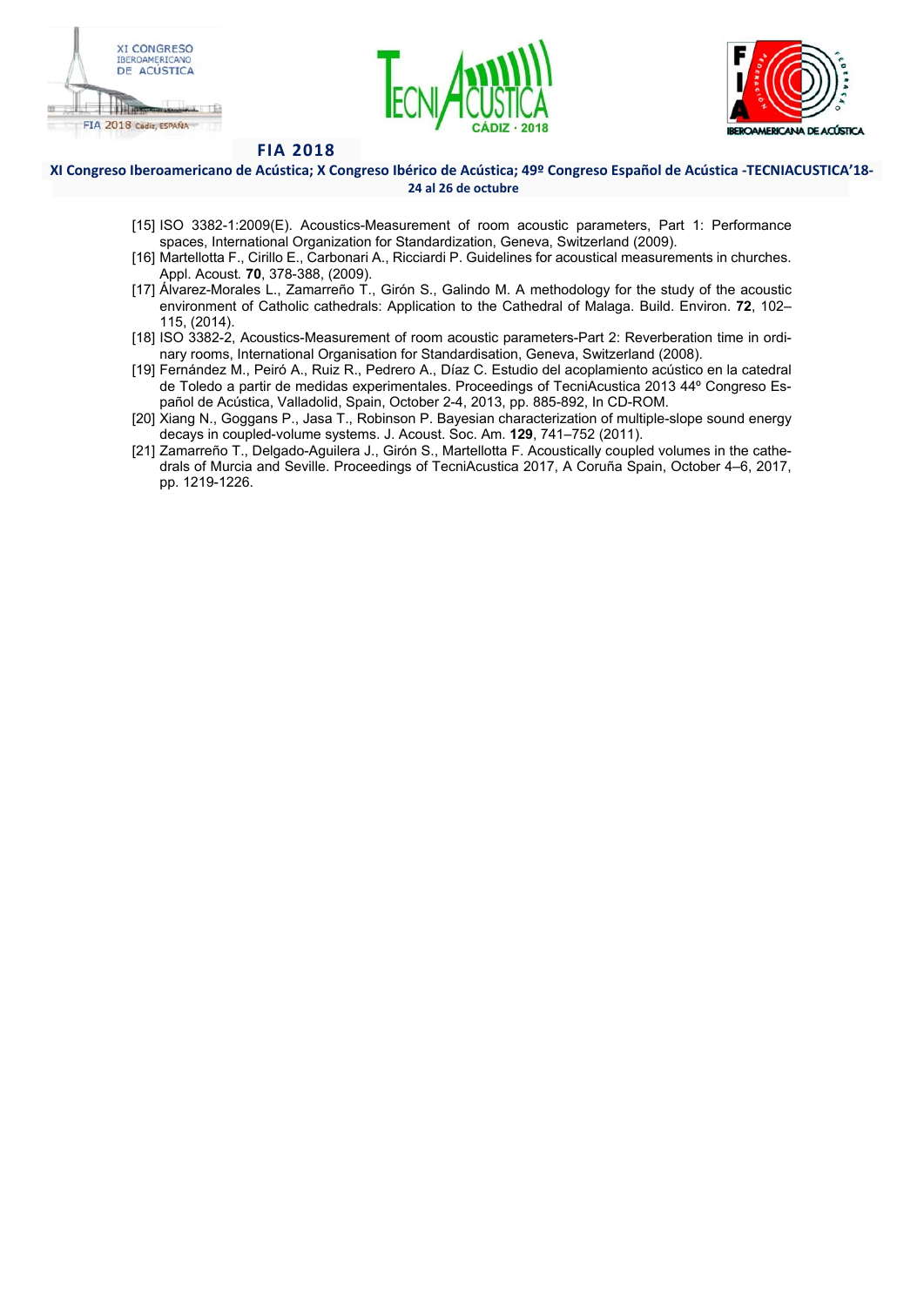[15] ISO 3382-1:2009(E). Acoustics-Measurement of room acoustic parameters, Part 1: Performance spaces, International Organization for Standardization, Geneva, Switzerland (2009).

[16] Martellotta F., Cirillo E., Carbonari A., Ricciardi P. Guidelines for acoustical measurements in churches. Appl. Acoust. **70**, 378-388, (2009).

[17] Álvarez-Morales L., Zamarreño T., Girón S., Galindo M. A methodology for the study of the acoustic environment of Catholic cathedrals: Application to the Cathedral of Malaga. Build. Environ. **72**, 102–115, (2014).

[18] ISO 3382-2, Acoustics-Measurement of room acoustic parameters-Part 2: Reverberation time in ordinary rooms, International Organisation for Standardisation, Geneva, Switzerland (2008).

[19] Fernández M., Peiró A., Ruiz R., Pedrero A., Díaz C. Estudio del acoplamiento acústico en la catedral de Toledo a partir de medidas experimentales. Proceedings of TecniAcustica 2013 44º Congreso Español de Acústica, Valladolid, Spain, October 2-4, 2013, pp. 885-892, In CD-ROM.

[20] Xiang N., Goggans P., Jasa T., Robinson P. Bayesian characterization of multiple-slope sound energy decays in coupled-volume systems. J. Acoust. Soc. Am. **129**, 741–752 (2011).

[21] Zamarreño T., Delgado-Aguilera J., Girón S., Martellotta F. Acoustically coupled volumes in the cathedrals of Murcia and Seville. Proceedings of TecniAcustica 2017, A Coruña Spain, October 4–6, 2017, pp. 1219-1226.